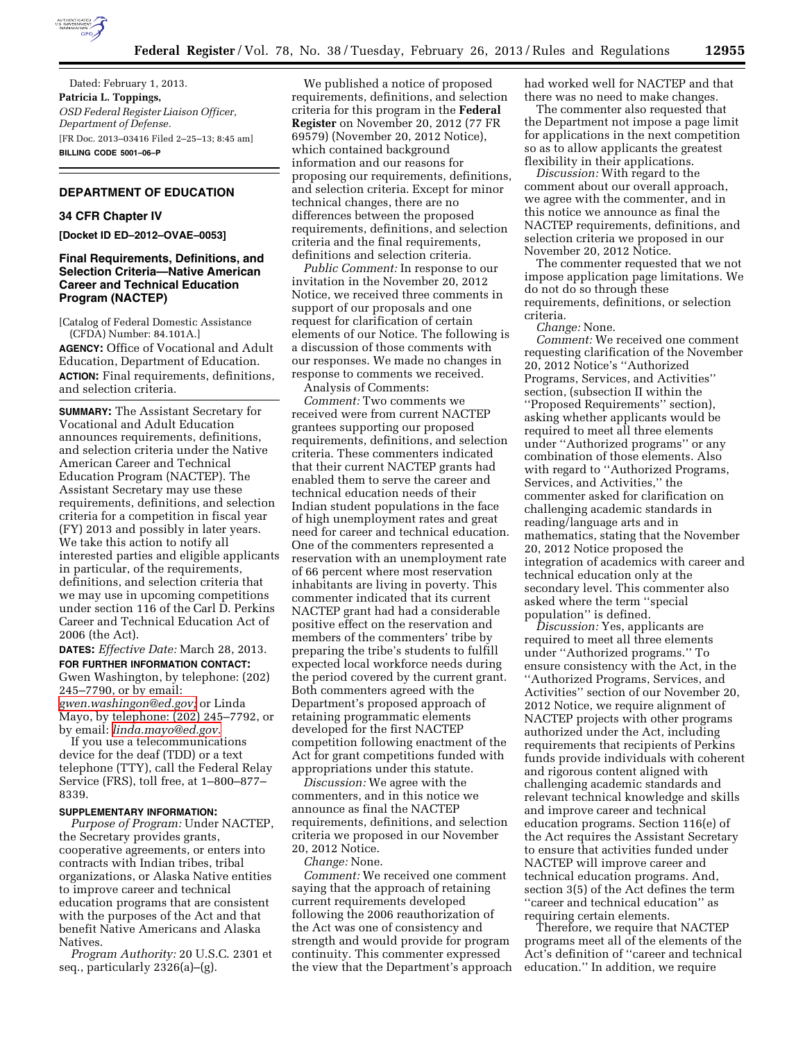Dated: February 1, 2013.

**Patricia L. Toppings,**

*OSD Federal Register Liaison Officer, Department of Defense.*

[FR Doc. 2013–03416 Filed 2–25–13; 8:45 am]

**BILLING CODE 5001–06–P**

## DEPARTMENT OF EDUCATION

### 34 CFR Chapter IV

**[Docket ID ED–2012–OVAE–0053]**

### Final Requirements, Definitions, and Selection Criteria—Native American Career and Technical Education Program (NACTEP)

[Catalog of Federal Domestic Assistance (CFDA) Number: 84.101A.]

**AGENCY:** Office of Vocational and Adult Education, Department of Education.

**ACTION:** Final requirements, definitions, and selection criteria.

**SUMMARY:** The Assistant Secretary for Vocational and Adult Education announces requirements, definitions, and selection criteria under the Native American Career and Technical Education Program (NACTEP). The Assistant Secretary may use these requirements, definitions, and selection criteria for a competition in fiscal year (FY) 2013 and possibly in later years. We take this action to notify all interested parties and eligible applicants in particular, of the requirements, definitions, and selection criteria that we may use in upcoming competitions under section 116 of the Carl D. Perkins Career and Technical Education Act of 2006 (the Act).

**DATES:** *Effective Date:* March 28, 2013.

**FOR FURTHER INFORMATION CONTACT:** Gwen Washington, by telephone: (202) 245–7790, or by email: *gwen.washingon@ed.gov;* or Linda Mayo, by telephone: (202) 245–7792, or by email: *linda.mayo@ed.gov.*

If you use a telecommunications device for the deaf (TDD) or a text telephone (TTY), call the Federal Relay Service (FRS), toll free, at 1–800–877–8339.

**SUPPLEMENTARY INFORMATION:**

*Purpose of Program:* Under NACTEP, the Secretary provides grants, cooperative agreements, or enters into contracts with Indian tribes, tribal organizations, or Alaska Native entities to improve career and technical education programs that are consistent with the purposes of the Act and that benefit Native Americans and Alaska Natives.

*Program Authority:* 20 U.S.C. 2301 et seq., particularly 2326(a)–(g).

We published a notice of proposed requirements, definitions, and selection criteria for this program in the **Federal Register** on November 20, 2012 (77 FR 69579) (November 20, 2012 Notice), which contained background information and our reasons for proposing our requirements, definitions, and selection criteria. Except for minor technical changes, there are no differences between the proposed requirements, definitions, and selection criteria and the final requirements, definitions and selection criteria.

*Public Comment:* In response to our invitation in the November 20, 2012 Notice, we received three comments in support of our proposals and one request for clarification of certain elements of our Notice. The following is a discussion of those comments with our responses. We made no changes in response to comments we received.

Analysis of Comments:

*Comment:* Two comments we received were from current NACTEP grantees supporting our proposed requirements, definitions, and selection criteria. These commenters indicated that their current NACTEP grants had enabled them to serve the career and technical education needs of their Indian student populations in the face of high unemployment rates and great need for career and technical education. One of the commenters represented a reservation with an unemployment rate of 66 percent where most reservation inhabitants are living in poverty. This commenter indicated that its current NACTEP grant had had a considerable positive effect on the reservation and members of the commenters' tribe by preparing the tribe's students to fulfill expected local workforce needs during the period covered by the current grant. Both commenters agreed with the Department's proposed approach of retaining programmatic elements developed for the first NACTEP competition following enactment of the Act for grant competitions funded with appropriations under this statute.

*Discussion:* We agree with the commenters, and in this notice we announce as final the NACTEP requirements, definitions, and selection criteria we proposed in our November 20, 2012 Notice.

*Change:* None.

*Comment:* We received one comment saying that the approach of retaining current requirements developed following the 2006 reauthorization of the Act was one of consistency and strength and would provide for program continuity. This commenter expressed the view that the Department's approach had worked well for NACTEP and that there was no need to make changes.

The commenter also requested that the Department not impose a page limit for applications in the next competition so as to allow applicants the greatest flexibility in their applications.

*Discussion:* With regard to the comment about our overall approach, we agree with the commenter, and in this notice we announce as final the NACTEP requirements, definitions, and selection criteria we proposed in our November 20, 2012 Notice.

The commenter requested that we not impose application page limitations. We do not do so through these requirements, definitions, or selection criteria.

*Change:* None.

*Comment:* We received one comment requesting clarification of the November 20, 2012 Notice's ''Authorized Programs, Services, and Activities'' section, (subsection II within the ''Proposed Requirements'' section), asking whether applicants would be required to meet all three elements under ''Authorized programs'' or any combination of those elements. Also with regard to ''Authorized Programs, Services, and Activities,'' the commenter asked for clarification on challenging academic standards in reading/language arts and in mathematics, stating that the November 20, 2012 Notice proposed the integration of academics with career and technical education only at the secondary level. This commenter also asked where the term ''special population'' is defined.

*Discussion:* Yes, applicants are required to meet all three elements under ''Authorized programs.'' To ensure consistency with the Act, in the ''Authorized Programs, Services, and Activities'' section of our November 20, 2012 Notice, we require alignment of NACTEP projects with other programs authorized under the Act, including requirements that recipients of Perkins funds provide individuals with coherent and rigorous content aligned with challenging academic standards and relevant technical knowledge and skills and improve career and technical education programs. Section 116(e) of the Act requires the Assistant Secretary to ensure that activities funded under NACTEP will improve career and technical education programs. And, section 3(5) of the Act defines the term ''career and technical education'' as requiring certain elements.

Therefore, we require that NACTEP programs meet all of the elements of the Act's definition of ''career and technical education.'' In addition, we require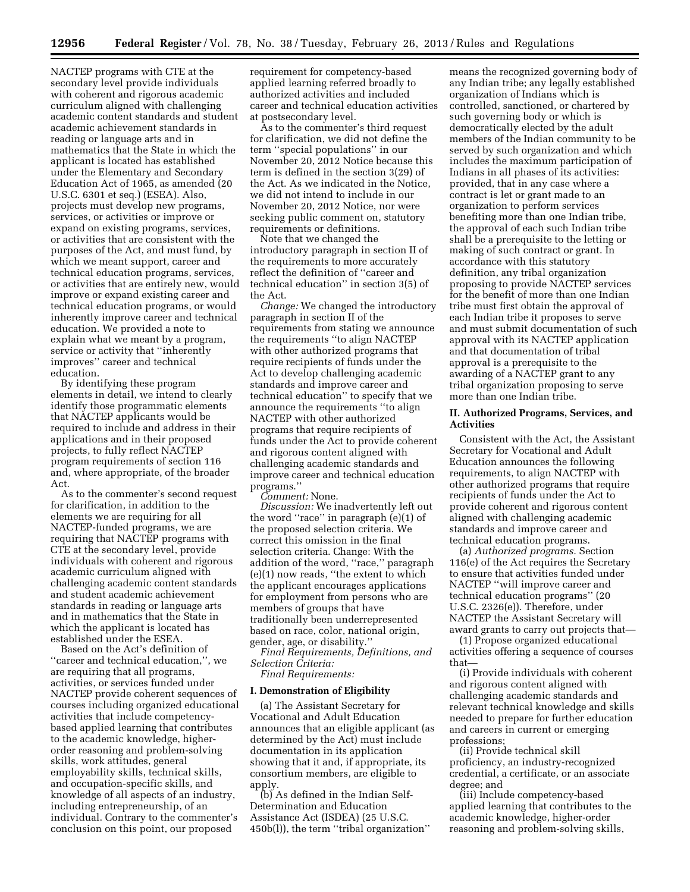NACTEP programs with CTE at the secondary level provide individuals with coherent and rigorous academic curriculum aligned with challenging academic content standards and student academic achievement standards in reading or language arts and in mathematics that the State in which the applicant is located has established under the Elementary and Secondary Education Act of 1965, as amended (20 U.S.C. 6301 et seq.) (ESEA). Also, projects must develop new programs, services, or activities or improve or expand on existing programs, services, or activities that are consistent with the purposes of the Act, and must fund, by which we meant support, career and technical education programs, services, or activities that are entirely new, would improve or expand existing career and technical education programs, or would inherently improve career and technical education. We provided a note to explain what we meant by a program, service or activity that ''inherently improves'' career and technical education.

By identifying these program elements in detail, we intend to clearly identify those programmatic elements that NACTEP applicants would be required to include and address in their applications and in their proposed projects, to fully reflect NACTEP program requirements of section 116 and, where appropriate, of the broader Act.

As to the commenter's second request for clarification, in addition to the elements we are requiring for all NACTEP-funded programs, we are requiring that NACTEP programs with CTE at the secondary level, provide individuals with coherent and rigorous academic curriculum aligned with challenging academic content standards and student academic achievement standards in reading or language arts and in mathematics that the State in which the applicant is located has established under the ESEA.

Based on the Act's definition of ''career and technical education,'', we are requiring that all programs, activities, or services funded under NACTEP provide coherent sequences of courses including organized educational activities that include competency-based applied learning that contributes to the academic knowledge, higher-order reasoning and problem-solving skills, work attitudes, general employability skills, technical skills, and occupation-specific skills, and knowledge of all aspects of an industry, including entrepreneurship, of an individual. Contrary to the commenter's conclusion on this point, our proposed requirement for competency-based applied learning referred broadly to authorized activities and included career and technical education activities at postsecondary level.

As to the commenter's third request for clarification, we did not define the term ''special populations'' in our November 20, 2012 Notice because this term is defined in the section 3(29) of the Act. As we indicated in the Notice, we did not intend to include in our November 20, 2012 Notice, nor were seeking public comment on, statutory requirements or definitions.

Note that we changed the introductory paragraph in section II of the requirements to more accurately reflect the definition of ''career and technical education'' in section 3(5) of the Act.

*Change:* We changed the introductory paragraph in section II of the requirements from stating we announce the requirements ''to align NACTEP with other authorized programs that require recipients of funds under the Act to develop challenging academic standards and improve career and technical education'' to specify that we announce the requirements ''to align NACTEP with other authorized programs that require recipients of funds under the Act to provide coherent and rigorous content aligned with challenging academic standards and improve career and technical education programs.''

*Comment:* None.

*Discussion:* We inadvertently left out the word ''race'' in paragraph (e)(1) of the proposed selection criteria. We correct this omission in the final selection criteria. Change: With the addition of the word, ''race,'' paragraph (e)(1) now reads, ''the extent to which the applicant encourages applications for employment from persons who are members of groups that have traditionally been underrepresented based on race, color, national origin, gender, age, or disability.''

*Final Requirements, Definitions, and Selection Criteria:*

*Final Requirements:*

## I. Demonstration of Eligibility

(a) The Assistant Secretary for Vocational and Adult Education announces that an eligible applicant (as determined by the Act) must include documentation in its application showing that it and, if appropriate, its consortium members, are eligible to apply.

(b) As defined in the Indian Self-Determination and Education Assistance Act (ISDEA) (25 U.S.C. 450b(l)), the term ''tribal organization'' means the recognized governing body of any Indian tribe; any legally established organization of Indians which is controlled, sanctioned, or chartered by such governing body or which is democratically elected by the adult members of the Indian community to be served by such organization and which includes the maximum participation of Indians in all phases of its activities: provided, that in any case where a contract is let or grant made to an organization to perform services benefiting more than one Indian tribe, the approval of each such Indian tribe shall be a prerequisite to the letting or making of such contract or grant. In accordance with this statutory definition, any tribal organization proposing to provide NACTEP services for the benefit of more than one Indian tribe must first obtain the approval of each Indian tribe it proposes to serve and must submit documentation of such approval with its NACTEP application and that documentation of tribal approval is a prerequisite to the awarding of a NACTEP grant to any tribal organization proposing to serve more than one Indian tribe.

## II. Authorized Programs, Services, and Activities

Consistent with the Act, the Assistant Secretary for Vocational and Adult Education announces the following requirements, to align NACTEP with other authorized programs that require recipients of funds under the Act to provide coherent and rigorous content aligned with challenging academic standards and improve career and technical education programs.

(a) *Authorized programs.* Section 116(e) of the Act requires the Secretary to ensure that activities funded under NACTEP ''will improve career and technical education programs'' (20 U.S.C. 2326(e)). Therefore, under NACTEP the Assistant Secretary will award grants to carry out projects that—

(1) Propose organized educational activities offering a sequence of courses that—

(i) Provide individuals with coherent and rigorous content aligned with challenging academic standards and relevant technical knowledge and skills needed to prepare for further education and careers in current or emerging professions;

(ii) Provide technical skill proficiency, an industry-recognized credential, a certificate, or an associate degree; and

(iii) Include competency-based applied learning that contributes to the academic knowledge, higher-order reasoning and problem-solving skills,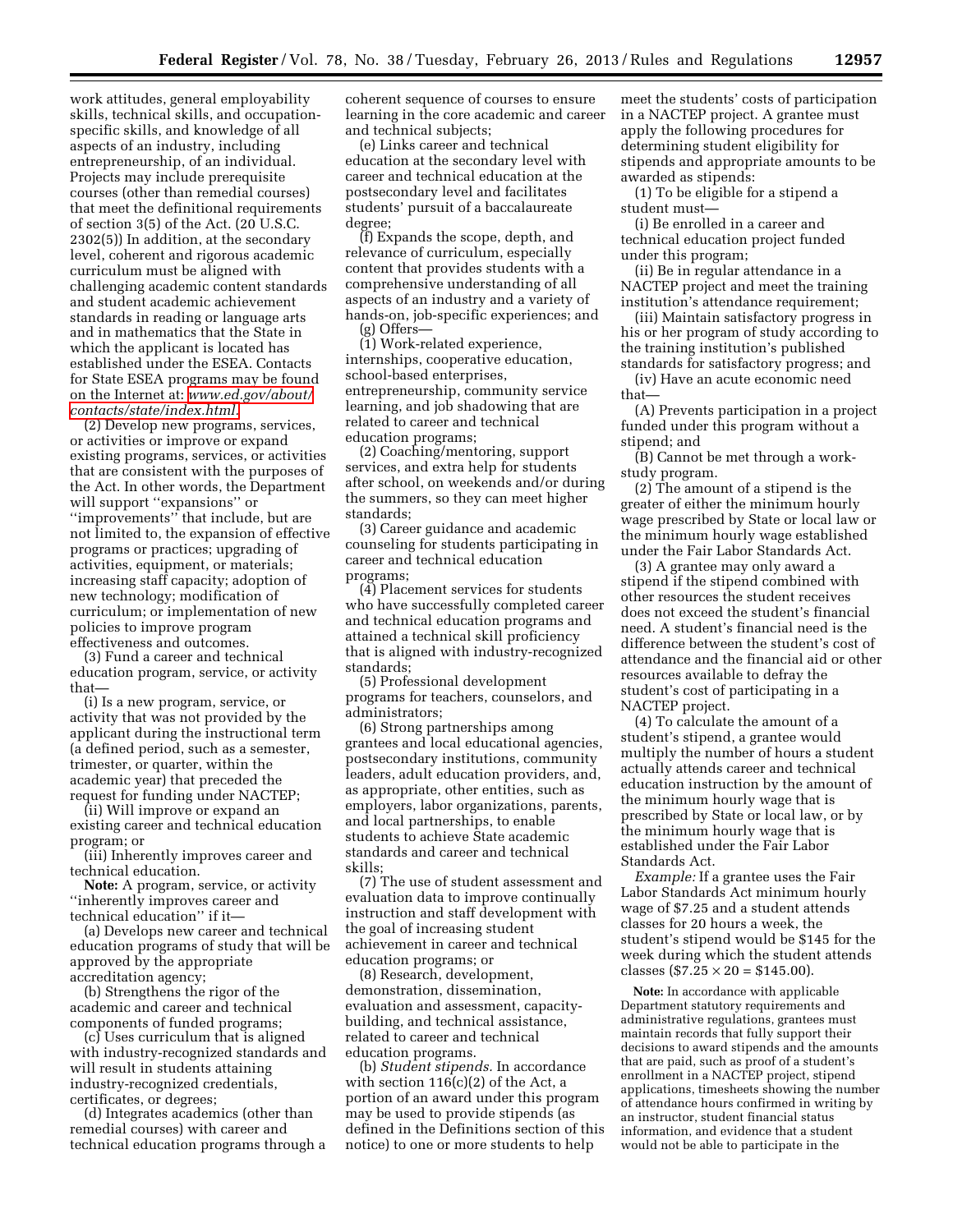work attitudes, general employability skills, technical skills, and occupation-specific skills, and knowledge of all aspects of an industry, including entrepreneurship, of an individual. Projects may include prerequisite courses (other than remedial courses) that meet the definitional requirements of section 3(5) of the Act. (20 U.S.C. 2302(5)) In addition, at the secondary level, coherent and rigorous academic curriculum must be aligned with challenging academic content standards and student academic achievement standards in reading or language arts and in mathematics that the State in which the applicant is located has established under the ESEA. Contacts for State ESEA programs may be found on the Internet at: *www.ed.gov/about/contacts/state/index.html.*

(2) Develop new programs, services, or activities or improve or expand existing programs, services, or activities that are consistent with the purposes of the Act. In other words, the Department will support ''expansions'' or ''improvements'' that include, but are not limited to, the expansion of effective programs or practices; upgrading of activities, equipment, or materials; increasing staff capacity; adoption of new technology; modification of curriculum; or implementation of new policies to improve program effectiveness and outcomes.

(3) Fund a career and technical education program, service, or activity that—

(i) Is a new program, service, or activity that was not provided by the applicant during the instructional term (a defined period, such as a semester, trimester, or quarter, within the academic year) that preceded the request for funding under NACTEP;

(ii) Will improve or expand an existing career and technical education program; or

(iii) Inherently improves career and technical education.

**Note:** A program, service, or activity ''inherently improves career and technical education'' if it—

(a) Develops new career and technical education programs of study that will be approved by the appropriate accreditation agency;

(b) Strengthens the rigor of the academic and career and technical components of funded programs;

(c) Uses curriculum that is aligned with industry-recognized standards and will result in students attaining industry-recognized credentials, certificates, or degrees;

(d) Integrates academics (other than remedial courses) with career and technical education programs through a coherent sequence of courses to ensure learning in the core academic and career and technical subjects;

(e) Links career and technical education at the secondary level with career and technical education at the postsecondary level and facilitates students' pursuit of a baccalaureate degree;

(f) Expands the scope, depth, and relevance of curriculum, especially content that provides students with a comprehensive understanding of all aspects of an industry and a variety of hands-on, job-specific experiences; and

(g) Offers—

(1) Work-related experience, internships, cooperative education, school-based enterprises, entrepreneurship, community service learning, and job shadowing that are related to career and technical education programs;

(2) Coaching/mentoring, support services, and extra help for students after school, on weekends and/or during the summers, so they can meet higher standards;

(3) Career guidance and academic counseling for students participating in career and technical education programs;

(4) Placement services for students who have successfully completed career and technical education programs and attained a technical skill proficiency that is aligned with industry-recognized standards;

(5) Professional development programs for teachers, counselors, and administrators;

(6) Strong partnerships among grantees and local educational agencies, postsecondary institutions, community leaders, adult education providers, and, as appropriate, other entities, such as employers, labor organizations, parents, and local partnerships, to enable students to achieve State academic standards and career and technical skills;

(7) The use of student assessment and evaluation data to improve continually instruction and staff development with the goal of increasing student achievement in career and technical education programs; or

(8) Research, development, demonstration, dissemination, evaluation and assessment, capacity-building, and technical assistance, related to career and technical education programs.

(b) *Student stipends.* In accordance with section 116(c)(2) of the Act, a portion of an award under this program may be used to provide stipends (as defined in the Definitions section of this notice) to one or more students to help meet the students' costs of participation in a NACTEP project. A grantee must apply the following procedures for determining student eligibility for stipends and appropriate amounts to be awarded as stipends:

(1) To be eligible for a stipend a student must—

(i) Be enrolled in a career and technical education project funded under this program;

(ii) Be in regular attendance in a NACTEP project and meet the training institution's attendance requirement;

(iii) Maintain satisfactory progress in his or her program of study according to the training institution's published standards for satisfactory progress; and

(iv) Have an acute economic need that—

(A) Prevents participation in a project funded under this program without a stipend; and

(B) Cannot be met through a work-study program.

(2) The amount of a stipend is the greater of either the minimum hourly wage prescribed by State or local law or the minimum hourly wage established under the Fair Labor Standards Act.

(3) A grantee may only award a stipend if the stipend combined with other resources the student receives does not exceed the student's financial need. A student's financial need is the difference between the student's cost of attendance and the financial aid or other resources available to defray the student's cost of participating in a NACTEP project.

(4) To calculate the amount of a student's stipend, a grantee would multiply the number of hours a student actually attends career and technical education instruction by the amount of the minimum hourly wage that is prescribed by State or local law, or by the minimum hourly wage that is established under the Fair Labor Standards Act.

*Example:* If a grantee uses the Fair Labor Standards Act minimum hourly wage of \$7.25 and a student attends classes for 20 hours a week, the student's stipend would be \$145 for the week during which the student attends classes (\$7.25 × 20 = \$145.00).

**Note:** In accordance with applicable Department statutory requirements and administrative regulations, grantees must maintain records that fully support their decisions to award stipends and the amounts that are paid, such as proof of a student's enrollment in a NACTEP project, stipend applications, timesheets showing the number of attendance hours confirmed in writing by an instructor, student financial status information, and evidence that a student would not be able to participate in the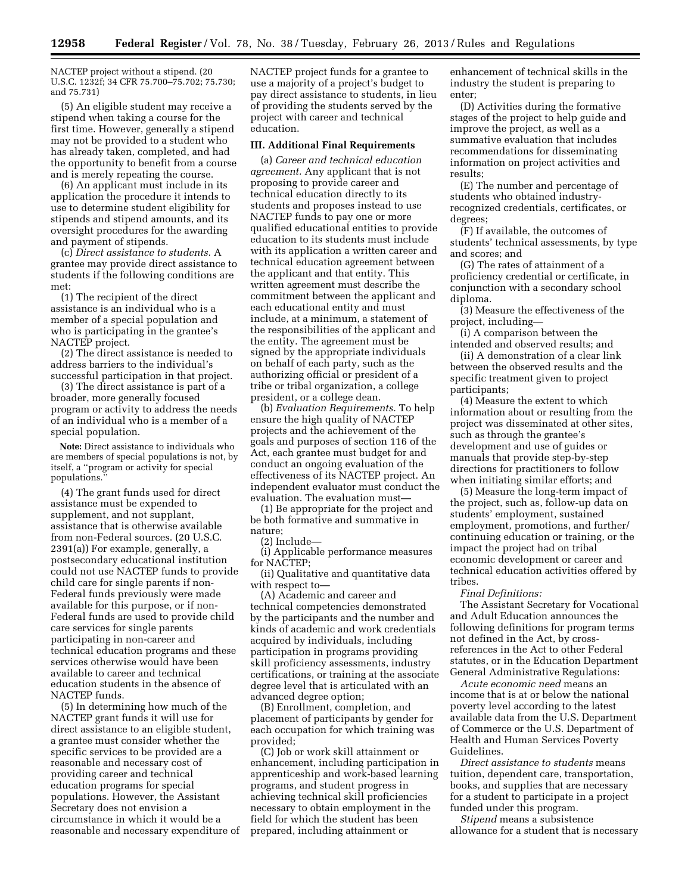NACTEP project without a stipend. (20 U.S.C. 1232f; 34 CFR 75.700–75.702; 75.730; and 75.731)

(5) An eligible student may receive a stipend when taking a course for the first time. However, generally a stipend may not be provided to a student who has already taken, completed, and had the opportunity to benefit from a course and is merely repeating the course.

(6) An applicant must include in its application the procedure it intends to use to determine student eligibility for stipends and stipend amounts, and its oversight procedures for the awarding and payment of stipends.

(c) *Direct assistance to students.* A grantee may provide direct assistance to students if the following conditions are met:

(1) The recipient of the direct assistance is an individual who is a member of a special population and who is participating in the grantee's NACTEP project.

(2) The direct assistance is needed to address barriers to the individual's successful participation in that project.

(3) The direct assistance is part of a broader, more generally focused program or activity to address the needs of an individual who is a member of a special population.

**Note:** Direct assistance to individuals who are members of special populations is not, by itself, a ''program or activity for special populations.''

(4) The grant funds used for direct assistance must be expended to supplement, and not supplant, assistance that is otherwise available from non-Federal sources. (20 U.S.C. 2391(a)) For example, generally, a postsecondary educational institution could not use NACTEP funds to provide child care for single parents if non-Federal funds previously were made available for this purpose, or if non-Federal funds are used to provide child care services for single parents participating in non-career and technical education programs and these services otherwise would have been available to career and technical education students in the absence of NACTEP funds.

(5) In determining how much of the NACTEP grant funds it will use for direct assistance to an eligible student, a grantee must consider whether the specific services to be provided are a reasonable and necessary cost of providing career and technical education programs for special populations. However, the Assistant Secretary does not envision a circumstance in which it would be a reasonable and necessary expenditure of NACTEP project funds for a grantee to use a majority of a project's budget to pay direct assistance to students, in lieu of providing the students served by the project with career and technical education.

### III. Additional Final Requirements

(a) *Career and technical education agreement.* Any applicant that is not proposing to provide career and technical education directly to its students and proposes instead to use NACTEP funds to pay one or more qualified educational entities to provide education to its students must include with its application a written career and technical education agreement between the applicant and that entity. This written agreement must describe the commitment between the applicant and each educational entity and must include, at a minimum, a statement of the responsibilities of the applicant and the entity. The agreement must be signed by the appropriate individuals on behalf of each party, such as the authorizing official or president of a tribe or tribal organization, a college president, or a college dean.

(b) *Evaluation Requirements.* To help ensure the high quality of NACTEP projects and the achievement of the goals and purposes of section 116 of the Act, each grantee must budget for and conduct an ongoing evaluation of the effectiveness of its NACTEP project. An independent evaluator must conduct the evaluation. The evaluation must—

(1) Be appropriate for the project and be both formative and summative in nature;

(2) Include—

(i) Applicable performance measures for NACTEP;

(ii) Qualitative and quantitative data with respect to—

(A) Academic and career and technical competencies demonstrated by the participants and the number and kinds of academic and work credentials acquired by individuals, including participation in programs providing skill proficiency assessments, industry certifications, or training at the associate degree level that is articulated with an advanced degree option;

(B) Enrollment, completion, and placement of participants by gender for each occupation for which training was provided;

(C) Job or work skill attainment or enhancement, including participation in apprenticeship and work-based learning programs, and student progress in achieving technical skill proficiencies necessary to obtain employment in the field for which the student has been prepared, including attainment or enhancement of technical skills in the industry the student is preparing to enter;

(D) Activities during the formative stages of the project to help guide and improve the project, as well as a summative evaluation that includes recommendations for disseminating information on project activities and results;

(E) The number and percentage of students who obtained industry-recognized credentials, certificates, or degrees;

(F) If available, the outcomes of students' technical assessments, by type and scores; and

(G) The rates of attainment of a proficiency credential or certificate, in conjunction with a secondary school diploma.

(3) Measure the effectiveness of the project, including—

(i) A comparison between the intended and observed results; and

(ii) A demonstration of a clear link between the observed results and the specific treatment given to project participants;

(4) Measure the extent to which information about or resulting from the project was disseminated at other sites, such as through the grantee's development and use of guides or manuals that provide step-by-step directions for practitioners to follow when initiating similar efforts; and

(5) Measure the long-term impact of the project, such as, follow-up data on students' employment, sustained employment, promotions, and further/continuing education or training, or the impact the project had on tribal economic development or career and technical education activities offered by tribes.

*Final Definitions:*

The Assistant Secretary for Vocational and Adult Education announces the following definitions for program terms not defined in the Act, by cross-references in the Act to other Federal statutes, or in the Education Department General Administrative Regulations:

*Acute economic need* means an income that is at or below the national poverty level according to the latest available data from the U.S. Department of Commerce or the U.S. Department of Health and Human Services Poverty Guidelines.

*Direct assistance to students* means tuition, dependent care, transportation, books, and supplies that are necessary for a student to participate in a project funded under this program.

*Stipend* means a subsistence allowance for a student that is necessary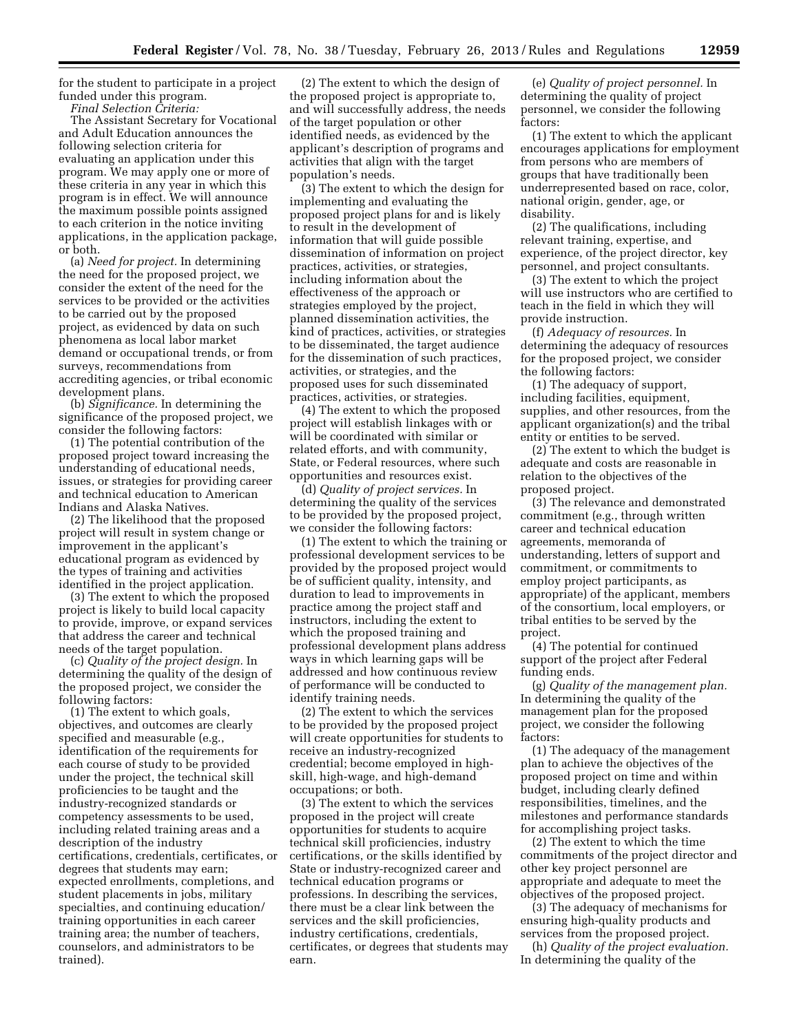for the student to participate in a project funded under this program.

*Final Selection Criteria:*

The Assistant Secretary for Vocational and Adult Education announces the following selection criteria for evaluating an application under this program. We may apply one or more of these criteria in any year in which this program is in effect. We will announce the maximum possible points assigned to each criterion in the notice inviting applications, in the application package, or both.

(a) *Need for project.* In determining the need for the proposed project, we consider the extent of the need for the services to be provided or the activities to be carried out by the proposed project, as evidenced by data on such phenomena as local labor market demand or occupational trends, or from surveys, recommendations from accrediting agencies, or tribal economic development plans.

(b) *Significance.* In determining the significance of the proposed project, we consider the following factors:

(1) The potential contribution of the proposed project toward increasing the understanding of educational needs, issues, or strategies for providing career and technical education to American Indians and Alaska Natives.

(2) The likelihood that the proposed project will result in system change or improvement in the applicant's educational program as evidenced by the types of training and activities identified in the project application.

(3) The extent to which the proposed project is likely to build local capacity to provide, improve, or expand services that address the career and technical needs of the target population.

(c) *Quality of the project design.* In determining the quality of the design of the proposed project, we consider the following factors:

(1) The extent to which goals, objectives, and outcomes are clearly specified and measurable (e.g., identification of the requirements for each course of study to be provided under the project, the technical skill proficiencies to be taught and the industry-recognized standards or competency assessments to be used, including related training areas and a description of the industry certifications, credentials, certificates, or degrees that students may earn; expected enrollments, completions, and student placements in jobs, military specialties, and continuing education/ training opportunities in each career training area; the number of teachers, counselors, and administrators to be trained).

(2) The extent to which the design of the proposed project is appropriate to, and will successfully address, the needs of the target population or other identified needs, as evidenced by the applicant's description of programs and activities that align with the target population's needs.

(3) The extent to which the design for implementing and evaluating the proposed project plans for and is likely to result in the development of information that will guide possible dissemination of information on project practices, activities, or strategies, including information about the effectiveness of the approach or strategies employed by the project, planned dissemination activities, the kind of practices, activities, or strategies to be disseminated, the target audience for the dissemination of such practices, activities, or strategies, and the proposed uses for such disseminated practices, activities, or strategies.

(4) The extent to which the proposed project will establish linkages with or will be coordinated with similar or related efforts, and with community, State, or Federal resources, where such opportunities and resources exist.

(d) *Quality of project services.* In determining the quality of the services to be provided by the proposed project, we consider the following factors:

(1) The extent to which the training or professional development services to be provided by the proposed project would be of sufficient quality, intensity, and duration to lead to improvements in practice among the project staff and instructors, including the extent to which the proposed training and professional development plans address ways in which learning gaps will be addressed and how continuous review of performance will be conducted to identify training needs.

(2) The extent to which the services to be provided by the proposed project will create opportunities for students to receive an industry-recognized credential; become employed in high-skill, high-wage, and high-demand occupations; or both.

(3) The extent to which the services proposed in the project will create opportunities for students to acquire technical skill proficiencies, industry certifications, or the skills identified by State or industry-recognized career and technical education programs or professions. In describing the services, there must be a clear link between the services and the skill proficiencies, industry certifications, credentials, certificates, or degrees that students may earn.

(e) *Quality of project personnel.* In determining the quality of project personnel, we consider the following factors:

(1) The extent to which the applicant encourages applications for employment from persons who are members of groups that have traditionally been underrepresented based on race, color, national origin, gender, age, or disability.

(2) The qualifications, including relevant training, expertise, and experience, of the project director, key personnel, and project consultants.

(3) The extent to which the project will use instructors who are certified to teach in the field in which they will provide instruction.

(f) *Adequacy of resources.* In determining the adequacy of resources for the proposed project, we consider the following factors:

(1) The adequacy of support, including facilities, equipment, supplies, and other resources, from the applicant organization(s) and the tribal entity or entities to be served.

(2) The extent to which the budget is adequate and costs are reasonable in relation to the objectives of the proposed project.

(3) The relevance and demonstrated commitment (e.g., through written career and technical education agreements, memoranda of understanding, letters of support and commitment, or commitments to employ project participants, as appropriate) of the applicant, members of the consortium, local employers, or tribal entities to be served by the project.

(4) The potential for continued support of the project after Federal funding ends.

(g) *Quality of the management plan.* In determining the quality of the management plan for the proposed project, we consider the following factors:

(1) The adequacy of the management plan to achieve the objectives of the proposed project on time and within budget, including clearly defined responsibilities, timelines, and the milestones and performance standards for accomplishing project tasks.

(2) The extent to which the time commitments of the project director and other key project personnel are appropriate and adequate to meet the objectives of the proposed project.

(3) The adequacy of mechanisms for ensuring high-quality products and services from the proposed project.

(h) *Quality of the project evaluation.* In determining the quality of the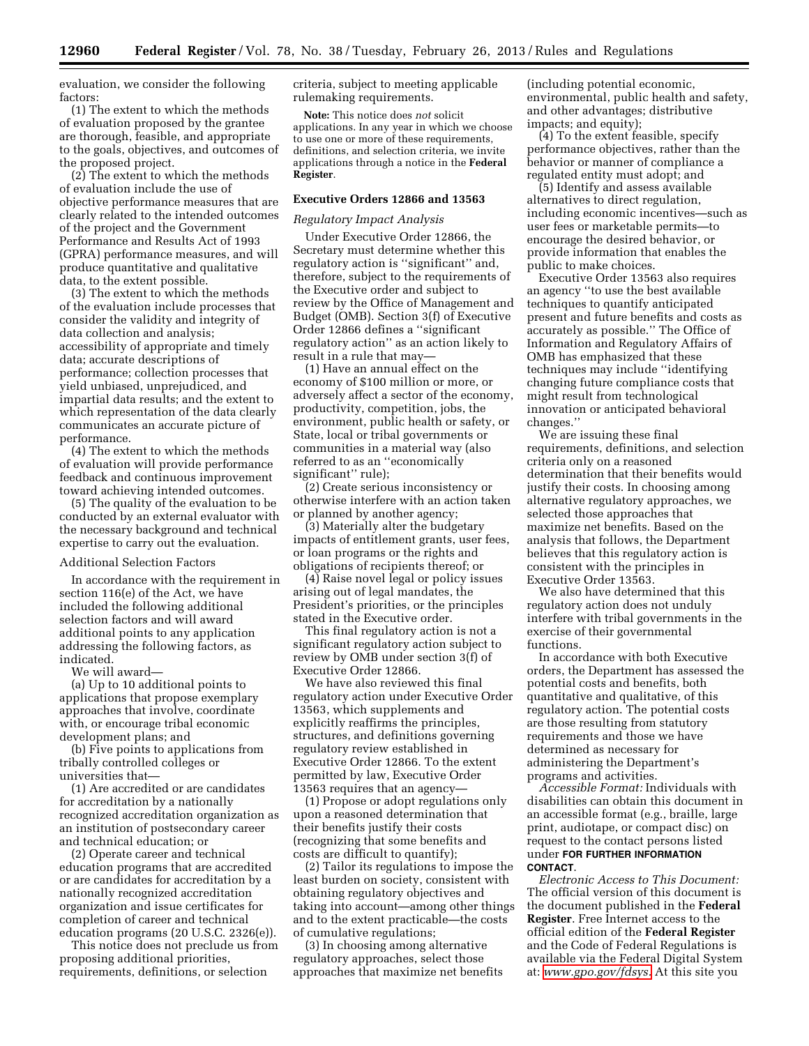evaluation, we consider the following factors:

(1) The extent to which the methods of evaluation proposed by the grantee are thorough, feasible, and appropriate to the goals, objectives, and outcomes of the proposed project.

(2) The extent to which the methods of evaluation include the use of objective performance measures that are clearly related to the intended outcomes of the project and the Government Performance and Results Act of 1993 (GPRA) performance measures, and will produce quantitative and qualitative data, to the extent possible.

(3) The extent to which the methods of the evaluation include processes that consider the validity and integrity of data collection and analysis; accessibility of appropriate and timely data; accurate descriptions of performance; collection processes that yield unbiased, unprejudiced, and impartial data results; and the extent to which representation of the data clearly communicates an accurate picture of performance.

(4) The extent to which the methods of evaluation will provide performance feedback and continuous improvement toward achieving intended outcomes.

(5) The quality of the evaluation to be conducted by an external evaluator with the necessary background and technical expertise to carry out the evaluation.

Additional Selection Factors

In accordance with the requirement in section 116(e) of the Act, we have included the following additional selection factors and will award additional points to any application addressing the following factors, as indicated.

We will award—

(a) Up to 10 additional points to applications that propose exemplary approaches that involve, coordinate with, or encourage tribal economic development plans; and

(b) Five points to applications from tribally controlled colleges or universities that—

(1) Are accredited or are candidates for accreditation by a nationally recognized accreditation organization as an institution of postsecondary career and technical education; or

(2) Operate career and technical education programs that are accredited or are candidates for accreditation by a nationally recognized accreditation organization and issue certificates for completion of career and technical education programs (20 U.S.C. 2326(e)).

This notice does not preclude us from proposing additional priorities, requirements, definitions, or selection criteria, subject to meeting applicable rulemaking requirements.

**Note:** This notice does *not* solicit applications. In any year in which we choose to use one or more of these requirements, definitions, and selection criteria, we invite applications through a notice in the **Federal Register**.

### Executive Orders 12866 and 13563

*Regulatory Impact Analysis*

Under Executive Order 12866, the Secretary must determine whether this regulatory action is ''significant'' and, therefore, subject to the requirements of the Executive order and subject to review by the Office of Management and Budget (OMB). Section 3(f) of Executive Order 12866 defines a ''significant regulatory action'' as an action likely to result in a rule that may—

(1) Have an annual effect on the economy of $100 million or more, or adversely affect a sector of the economy, productivity, competition, jobs, the environment, public health or safety, or State, local or tribal governments or communities in a material way (also referred to as an ''economically significant'' rule);

(2) Create serious inconsistency or otherwise interfere with an action taken or planned by another agency;

(3) Materially alter the budgetary impacts of entitlement grants, user fees, or loan programs or the rights and obligations of recipients thereof; or

(4) Raise novel legal or policy issues arising out of legal mandates, the President's priorities, or the principles stated in the Executive order.

This final regulatory action is not a significant regulatory action subject to review by OMB under section 3(f) of Executive Order 12866.

We have also reviewed this final regulatory action under Executive Order 13563, which supplements and explicitly reaffirms the principles, structures, and definitions governing regulatory review established in Executive Order 12866. To the extent permitted by law, Executive Order 13563 requires that an agency—

(1) Propose or adopt regulations only upon a reasoned determination that their benefits justify their costs (recognizing that some benefits and costs are difficult to quantify);

(2) Tailor its regulations to impose the least burden on society, consistent with obtaining regulatory objectives and taking into account—among other things and to the extent practicable—the costs of cumulative regulations;

(3) In choosing among alternative regulatory approaches, select those approaches that maximize net benefits (including potential economic, environmental, public health and safety, and other advantages; distributive impacts; and equity);

(4) To the extent feasible, specify performance objectives, rather than the behavior or manner of compliance a regulated entity must adopt; and

(5) Identify and assess available alternatives to direct regulation, including economic incentives—such as user fees or marketable permits—to encourage the desired behavior, or provide information that enables the public to make choices.

Executive Order 13563 also requires an agency ''to use the best available techniques to quantify anticipated present and future benefits and costs as accurately as possible.'' The Office of Information and Regulatory Affairs of OMB has emphasized that these techniques may include ''identifying changing future compliance costs that might result from technological innovation or anticipated behavioral changes.''

We are issuing these final requirements, definitions, and selection criteria only on a reasoned determination that their benefits would justify their costs. In choosing among alternative regulatory approaches, we selected those approaches that maximize net benefits. Based on the analysis that follows, the Department believes that this regulatory action is consistent with the principles in Executive Order 13563.

We also have determined that this regulatory action does not unduly interfere with tribal governments in the exercise of their governmental functions.

In accordance with both Executive orders, the Department has assessed the potential costs and benefits, both quantitative and qualitative, of this regulatory action. The potential costs are those resulting from statutory requirements and those we have determined as necessary for administering the Department's programs and activities.

*Accessible Format:* Individuals with disabilities can obtain this document in an accessible format (e.g., braille, large print, audiotape, or compact disc) on request to the contact persons listed under **FOR FURTHER INFORMATION CONTACT**.

*Electronic Access to This Document:* The official version of this document is the document published in the **Federal Register**. Free Internet access to the official edition of the **Federal Register** and the Code of Federal Regulations is available via the Federal Digital System at: www.gpo.gov/fdsys. At this site you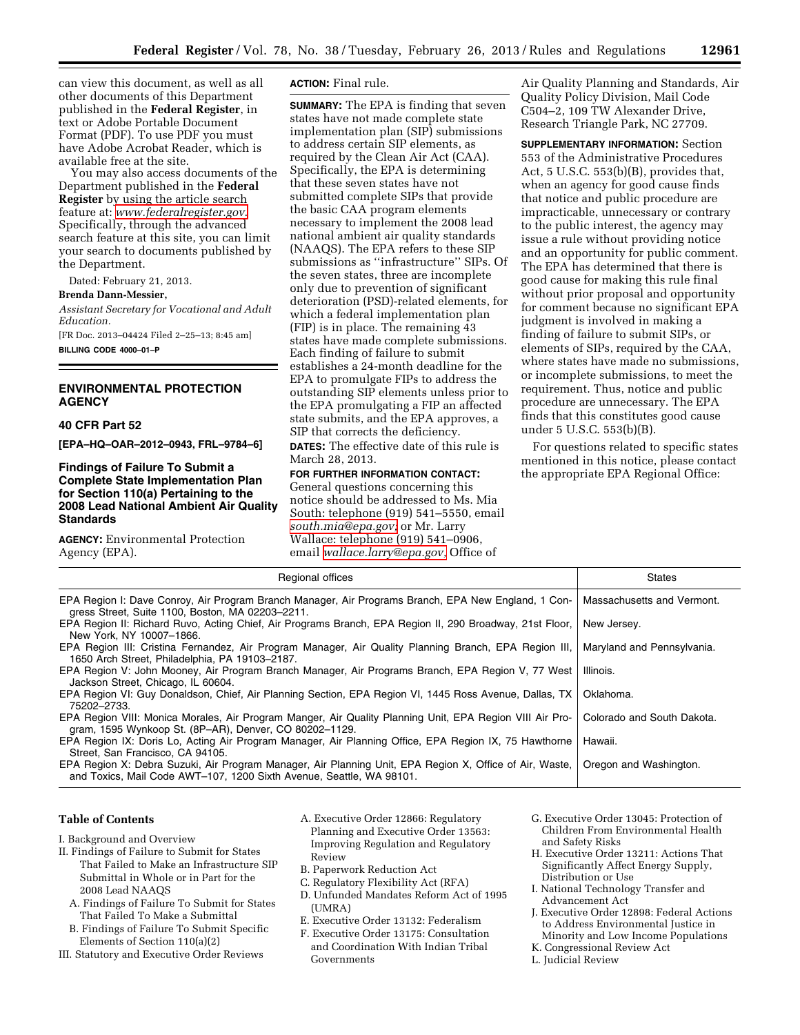can view this document, as well as all other documents of this Department published in the **Federal Register**, in text or Adobe Portable Document Format (PDF). To use PDF you must have Adobe Acrobat Reader, which is available free at the site.

You may also access documents of the Department published in the **Federal Register** by using the article search feature at: *www.federalregister.gov*. Specifically, through the advanced search feature at this site, you can limit your search to documents published by the Department.

Dated: February 21, 2013.

**Brenda Dann-Messier,**

*Assistant Secretary for Vocational and Adult Education.*

[FR Doc. 2013–04424 Filed 2–25–13; 8:45 am]

**BILLING CODE 4000–01–P**

## ENVIRONMENTAL PROTECTION AGENCY

### 40 CFR Part 52

**[EPA–HQ–OAR–2012–0943, FRL–9784–6]**

### Findings of Failure To Submit a Complete State Implementation Plan for Section 110(a) Pertaining to the 2008 Lead National Ambient Air Quality Standards

**AGENCY:** Environmental Protection Agency (EPA).

**ACTION:** Final rule.

**SUMMARY:** The EPA is finding that seven states have not made complete state implementation plan (SIP) submissions to address certain SIP elements, as required by the Clean Air Act (CAA). Specifically, the EPA is determining that these seven states have not submitted complete SIPs that provide the basic CAA program elements necessary to implement the 2008 lead national ambient air quality standards (NAAQS). The EPA refers to these SIP submissions as ''infrastructure'' SIPs. Of the seven states, three are incomplete only due to prevention of significant deterioration (PSD)-related elements, for which a federal implementation plan (FIP) is in place. The remaining 43 states have made complete submissions. Each finding of failure to submit establishes a 24-month deadline for the EPA to promulgate FIPs to address the outstanding SIP elements unless prior to the EPA promulgating a FIP an affected state submits, and the EPA approves, a SIP that corrects the deficiency.

**DATES:** The effective date of this rule is March 28, 2013.

**FOR FURTHER INFORMATION CONTACT:** General questions concerning this notice should be addressed to Ms. Mia South: telephone (919) 541–5550, email *south.mia@epa.gov;* or Mr. Larry Wallace: telephone (919) 541–0906, email *wallace.larry@epa.gov,* Office of Air Quality Planning and Standards, Air Quality Policy Division, Mail Code C504–2, 109 TW Alexander Drive, Research Triangle Park, NC 27709.

**SUPPLEMENTARY INFORMATION:** Section 553 of the Administrative Procedures Act, 5 U.S.C. 553(b)(B), provides that, when an agency for good cause finds that notice and public procedure are impracticable, unnecessary or contrary to the public interest, the agency may issue a rule without providing notice and an opportunity for public comment. The EPA has determined that there is good cause for making this rule final without prior proposal and opportunity for comment because no significant EPA judgment is involved in making a finding of failure to submit SIPs, or elements of SIPs, required by the CAA, where states have made no submissions, or incomplete submissions, to meet the requirement. Thus, notice and public procedure are unnecessary. The EPA finds that this constitutes good cause under 5 U.S.C. 553(b)(B).

For questions related to specific states mentioned in this notice, please contact the appropriate EPA Regional Office:

| Regional offices | States |
|---|---|
| EPA Region I: Dave Conroy, Air Program Branch Manager, Air Programs Branch, EPA New England, 1 Congress Street, Suite 1100, Boston, MA 02203–2211. | Massachusetts and Vermont. |
| EPA Region II: Richard Ruvo, Acting Chief, Air Programs Branch, EPA Region II, 290 Broadway, 21st Floor, New York, NY 10007–1866. | New Jersey. |
| EPA Region III: Cristina Fernandez, Air Program Manager, Air Quality Planning Branch, EPA Region III, 1650 Arch Street, Philadelphia, PA 19103–2187. | Maryland and Pennsylvania. |
| EPA Region V: John Mooney, Air Program Branch Manager, Air Programs Branch, EPA Region V, 77 West Jackson Street, Chicago, IL 60604. | Illinois. |
| EPA Region VI: Guy Donaldson, Chief, Air Planning Section, EPA Region VI, 1445 Ross Avenue, Dallas, TX 75202–2733. | Oklahoma. |
| EPA Region VIII: Monica Morales, Air Program Manger, Air Quality Planning Unit, EPA Region VIII Air Program, 1595 Wynkoop St. (8P–AR), Denver, CO 80202–1129. | Colorado and South Dakota. |
| EPA Region IX: Doris Lo, Acting Air Program Manager, Air Planning Office, EPA Region IX, 75 Hawthorne Street, San Francisco, CA 94105. | Hawaii. |
| EPA Region X: Debra Suzuki, Air Program Manager, Air Planning Unit, EPA Region X, Office of Air, Waste, and Toxics, Mail Code AWT–107, 1200 Sixth Avenue, Seattle, WA 98101. | Oregon and Washington. |

### Table of Contents

I. Background and Overview
II. Findings of Failure to Submit for States That Failed to Make an Infrastructure SIP Submittal in Whole or in Part for the 2008 Lead NAAQS
  A. Findings of Failure To Submit for States That Failed To Make a Submittal
  B. Findings of Failure To Submit Specific Elements of Section 110(a)(2)
III. Statutory and Executive Order Reviews
  A. Executive Order 12866: Regulatory Planning and Executive Order 13563: Improving Regulation and Regulatory Review
  B. Paperwork Reduction Act
  C. Regulatory Flexibility Act (RFA)
  D. Unfunded Mandates Reform Act of 1995 (UMRA)
  E. Executive Order 13132: Federalism
  F. Executive Order 13175: Consultation and Coordination With Indian Tribal Governments
  G. Executive Order 13045: Protection of Children From Environmental Health and Safety Risks
  H. Executive Order 13211: Actions That Significantly Affect Energy Supply, Distribution or Use
  I. National Technology Transfer and Advancement Act
  J. Executive Order 12898: Federal Actions to Address Environmental Justice in Minority and Low Income Populations
  K. Congressional Review Act
  L. Judicial Review